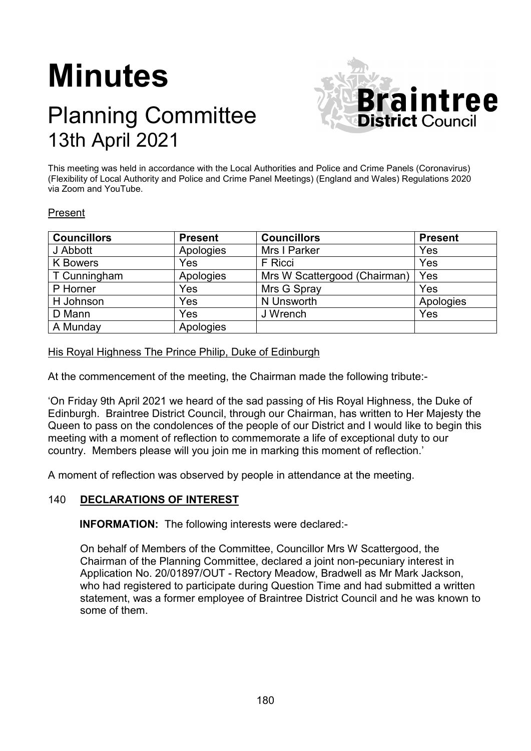# Minutes

## Planning Committee
## 13th April 2021

This meeting was held in accordance with the Local Authorities and Police and Crime Panels (Coronavirus) (Flexibility of Local Authority and Police and Crime Panel Meetings) (England and Wales) Regulations 2020 via Zoom and YouTube.

Present

| Councillors | Present | Councillors | Present |
|---|---|---|---|
| J Abbott | Apologies | Mrs I Parker | Yes |
| K Bowers | Yes | F Ricci | Yes |
| T Cunningham | Apologies | Mrs W Scattergood (Chairman) | Yes |
| P Horner | Yes | Mrs G Spray | Yes |
| H Johnson | Yes | N Unsworth | Apologies |
| D Mann | Yes | J Wrench | Yes |
| A Munday | Apologies | | |

His Royal Highness The Prince Philip, Duke of Edinburgh

At the commencement of the meeting, the Chairman made the following tribute:-

'On Friday 9th April 2021 we heard of the sad passing of His Royal Highness, the Duke of Edinburgh. Braintree District Council, through our Chairman, has written to Her Majesty the Queen to pass on the condolences of the people of our District and I would like to begin this meeting with a moment of reflection to commemorate a life of exceptional duty to our country. Members please will you join me in marking this moment of reflection.'

A moment of reflection was observed by people in attendance at the meeting.

### 140 DECLARATIONS OF INTEREST

**INFORMATION:** The following interests were declared:-

On behalf of Members of the Committee, Councillor Mrs W Scattergood, the Chairman of the Planning Committee, declared a joint non-pecuniary interest in Application No. 20/01897/OUT - Rectory Meadow, Bradwell as Mr Mark Jackson, who had registered to participate during Question Time and had submitted a written statement, was a former employee of Braintree District Council and he was known to some of them.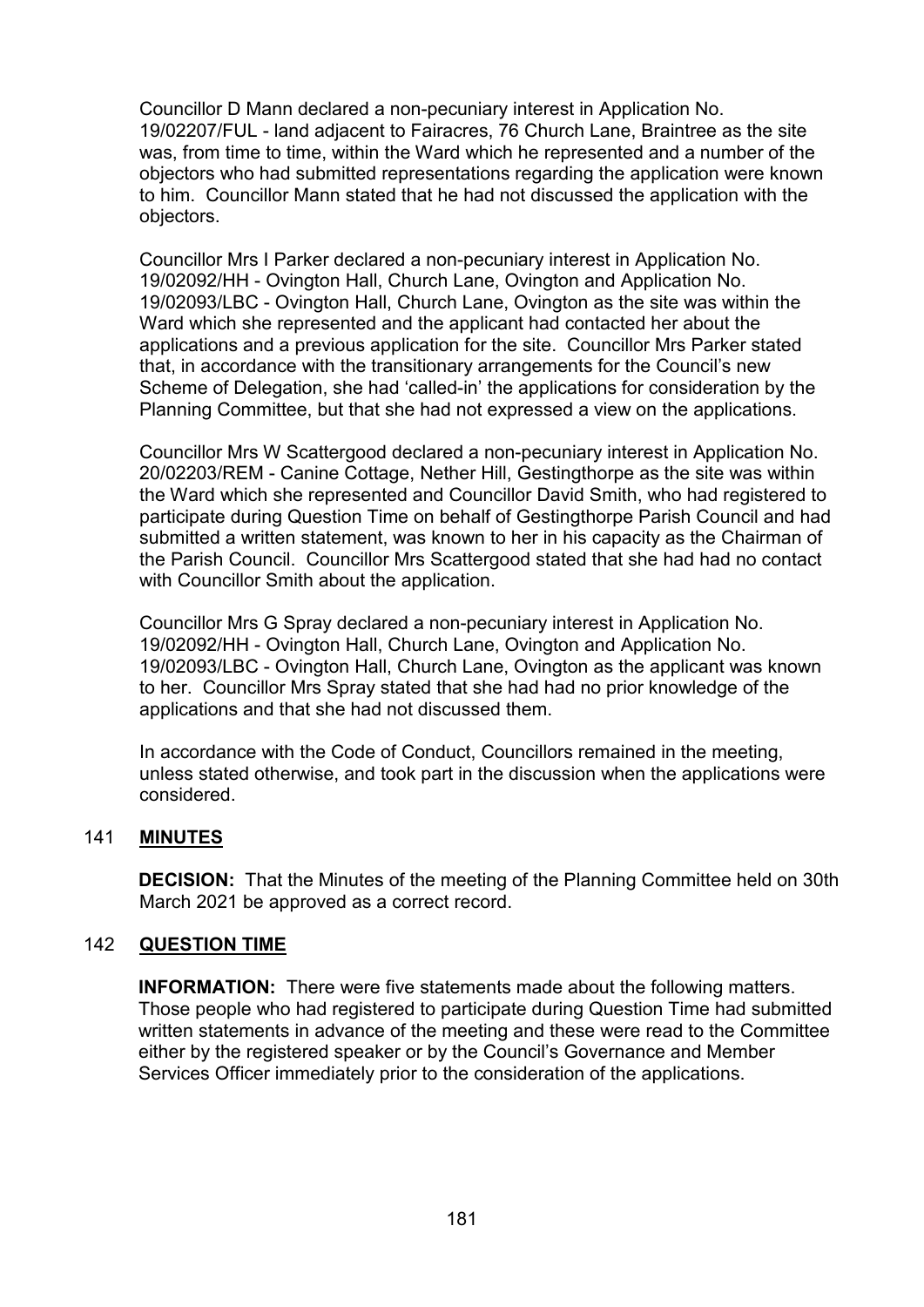Councillor D Mann declared a non-pecuniary interest in Application No. 19/02207/FUL - land adjacent to Fairacres, 76 Church Lane, Braintree as the site was, from time to time, within the Ward which he represented and a number of the objectors who had submitted representations regarding the application were known to him. Councillor Mann stated that he had not discussed the application with the objectors.

Councillor Mrs I Parker declared a non-pecuniary interest in Application No. 19/02092/HH - Ovington Hall, Church Lane, Ovington and Application No. 19/02093/LBC - Ovington Hall, Church Lane, Ovington as the site was within the Ward which she represented and the applicant had contacted her about the applications and a previous application for the site. Councillor Mrs Parker stated that, in accordance with the transitionary arrangements for the Council's new Scheme of Delegation, she had 'called-in' the applications for consideration by the Planning Committee, but that she had not expressed a view on the applications.

Councillor Mrs W Scattergood declared a non-pecuniary interest in Application No. 20/02203/REM - Canine Cottage, Nether Hill, Gestingthorpe as the site was within the Ward which she represented and Councillor David Smith, who had registered to participate during Question Time on behalf of Gestingthorpe Parish Council and had submitted a written statement, was known to her in his capacity as the Chairman of the Parish Council. Councillor Mrs Scattergood stated that she had had no contact with Councillor Smith about the application.

Councillor Mrs G Spray declared a non-pecuniary interest in Application No. 19/02092/HH - Ovington Hall, Church Lane, Ovington and Application No. 19/02093/LBC - Ovington Hall, Church Lane, Ovington as the applicant was known to her. Councillor Mrs Spray stated that she had had no prior knowledge of the applications and that she had not discussed them.

In accordance with the Code of Conduct, Councillors remained in the meeting, unless stated otherwise, and took part in the discussion when the applications were considered.

## 141 MINUTES

**DECISION:** That the Minutes of the meeting of the Planning Committee held on 30th March 2021 be approved as a correct record.

## 142 QUESTION TIME

**INFORMATION:** There were five statements made about the following matters. Those people who had registered to participate during Question Time had submitted written statements in advance of the meeting and these were read to the Committee either by the registered speaker or by the Council's Governance and Member Services Officer immediately prior to the consideration of the applications.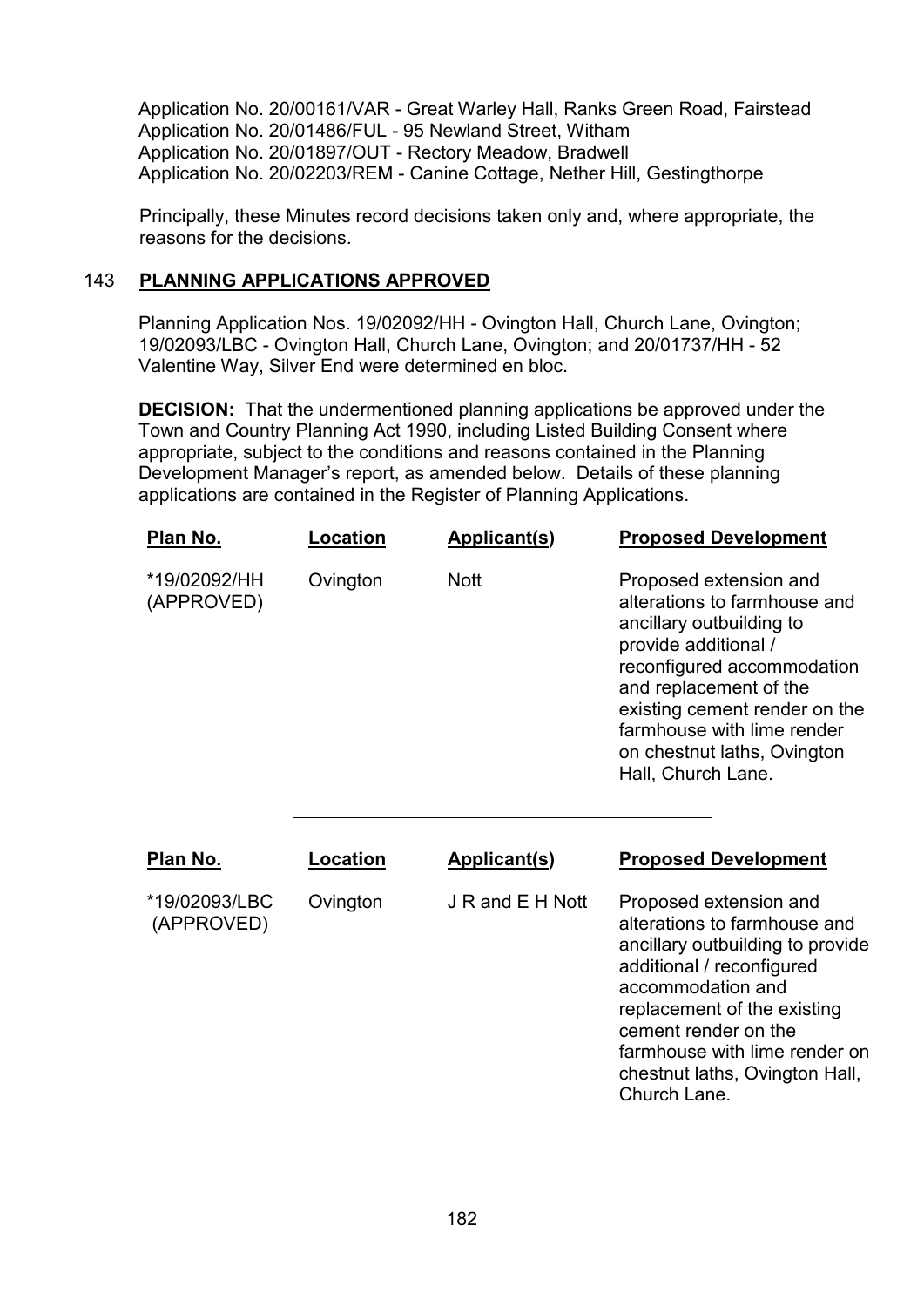Application No. 20/00161/VAR - Great Warley Hall, Ranks Green Road, Fairstead
Application No. 20/01486/FUL - 95 Newland Street, Witham
Application No. 20/01897/OUT - Rectory Meadow, Bradwell
Application No. 20/02203/REM - Canine Cottage, Nether Hill, Gestingthorpe

Principally, these Minutes record decisions taken only and, where appropriate, the reasons for the decisions.

## 143 PLANNING APPLICATIONS APPROVED

Planning Application Nos. 19/02092/HH - Ovington Hall, Church Lane, Ovington; 19/02093/LBC - Ovington Hall, Church Lane, Ovington; and 20/01737/HH - 52 Valentine Way, Silver End were determined en bloc.

**DECISION:** That the undermentioned planning applications be approved under the Town and Country Planning Act 1990, including Listed Building Consent where appropriate, subject to the conditions and reasons contained in the Planning Development Manager's report, as amended below. Details of these planning applications are contained in the Register of Planning Applications.

| Plan No. | Location | Applicant(s) | Proposed Development |
|---|---|---|---|
| *19/02092/HH (APPROVED) | Ovington | Nott | Proposed extension and alterations to farmhouse and ancillary outbuilding to provide additional / reconfigured accommodation and replacement of the existing cement render on the farmhouse with lime render on chestnut laths, Ovington Hall, Church Lane. |

---

| Plan No. | Location | Applicant(s) | Proposed Development |
|---|---|---|---|
| *19/02093/LBC (APPROVED) | Ovington | J R and E H Nott | Proposed extension and alterations to farmhouse and ancillary outbuilding to provide additional / reconfigured accommodation and replacement of the existing cement render on the farmhouse with lime render on chestnut laths, Ovington Hall, Church Lane. |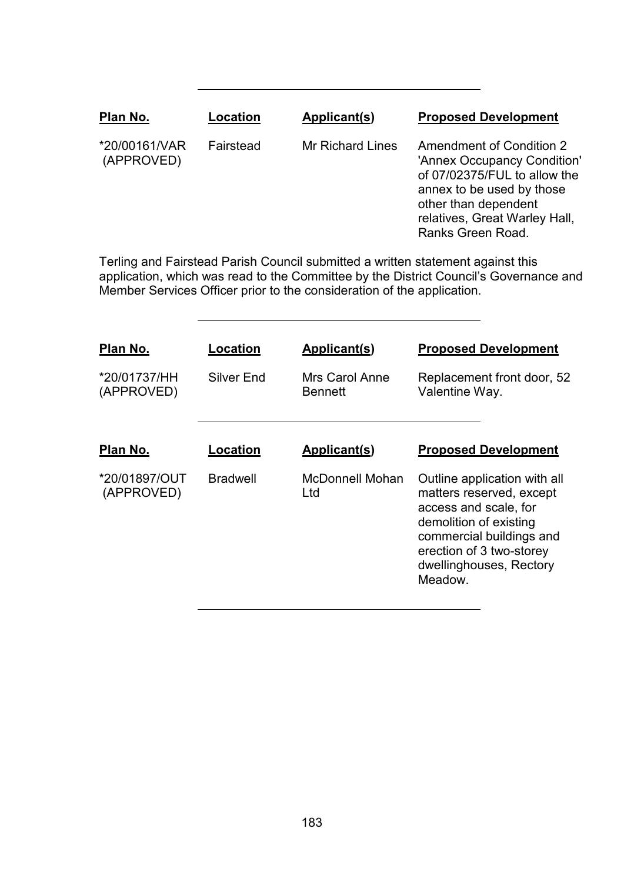| Plan No. | Location | Applicant(s) | Proposed Development |
| --- | --- | --- | --- |
| *20/00161/VAR (APPROVED) | Fairstead | Mr Richard Lines | Amendment of Condition 2 'Annex Occupancy Condition' of 07/02375/FUL to allow the annex to be used by those other than dependent relatives, Great Warley Hall, Ranks Green Road. |

Terling and Fairstead Parish Council submitted a written statement against this application, which was read to the Committee by the District Council's Governance and Member Services Officer prior to the consideration of the application.

| Plan No. | Location | Applicant(s) | Proposed Development |
| --- | --- | --- | --- |
| *20/01737/HH (APPROVED) | Silver End | Mrs Carol Anne Bennett | Replacement front door, 52 Valentine Way. |

| Plan No. | Location | Applicant(s) | Proposed Development |
| --- | --- | --- | --- |
| *20/01897/OUT (APPROVED) | Bradwell | McDonnell Mohan Ltd | Outline application with all matters reserved, except access and scale, for demolition of existing commercial buildings and erection of 3 two-storey dwellinghouses, Rectory Meadow. |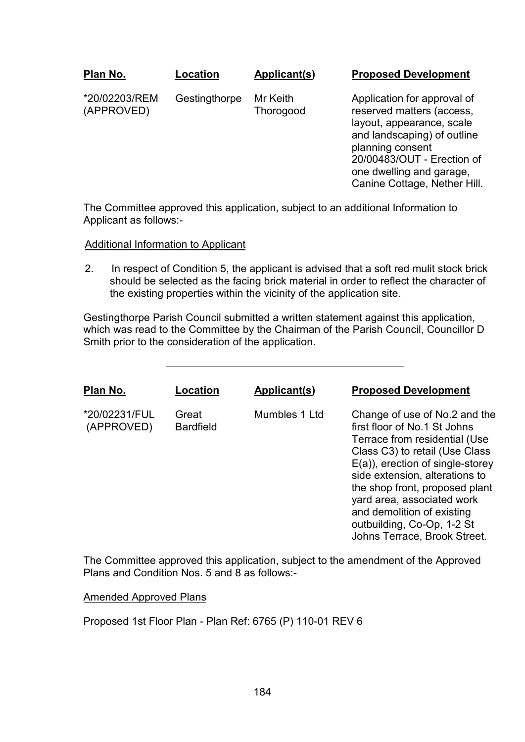| Plan No. | Location | Applicant(s) | Proposed Development |
|---|---|---|---|
| *20/02203/REM (APPROVED) | Gestingthorpe | Mr Keith Thorogood | Application for approval of reserved matters (access, layout, appearance, scale and landscaping) of outline planning consent 20/00483/OUT - Erection of one dwelling and garage, Canine Cottage, Nether Hill. |

The Committee approved this application, subject to an additional Information to Applicant as follows:-

Additional Information to Applicant

2. In respect of Condition 5, the applicant is advised that a soft red mulit stock brick should be selected as the facing brick material in order to reflect the character of the existing properties within the vicinity of the application site.

Gestingthorpe Parish Council submitted a written statement against this application, which was read to the Committee by the Chairman of the Parish Council, Councillor D Smith prior to the consideration of the application.

---

| Plan No. | Location | Applicant(s) | Proposed Development |
|---|---|---|---|
| *20/02231/FUL (APPROVED) | Great Bardfield | Mumbles 1 Ltd | Change of use of No.2 and the first floor of No.1 St Johns Terrace from residential (Use Class C3) to retail (Use Class E(a)), erection of single-storey side extension, alterations to the shop front, proposed plant yard area, associated work and demolition of existing outbuilding, Co-Op, 1-2 St Johns Terrace, Brook Street. |

The Committee approved this application, subject to the amendment of the Approved Plans and Condition Nos. 5 and 8 as follows:-

Amended Approved Plans

Proposed 1st Floor Plan - Plan Ref: 6765 (P) 110-01 REV 6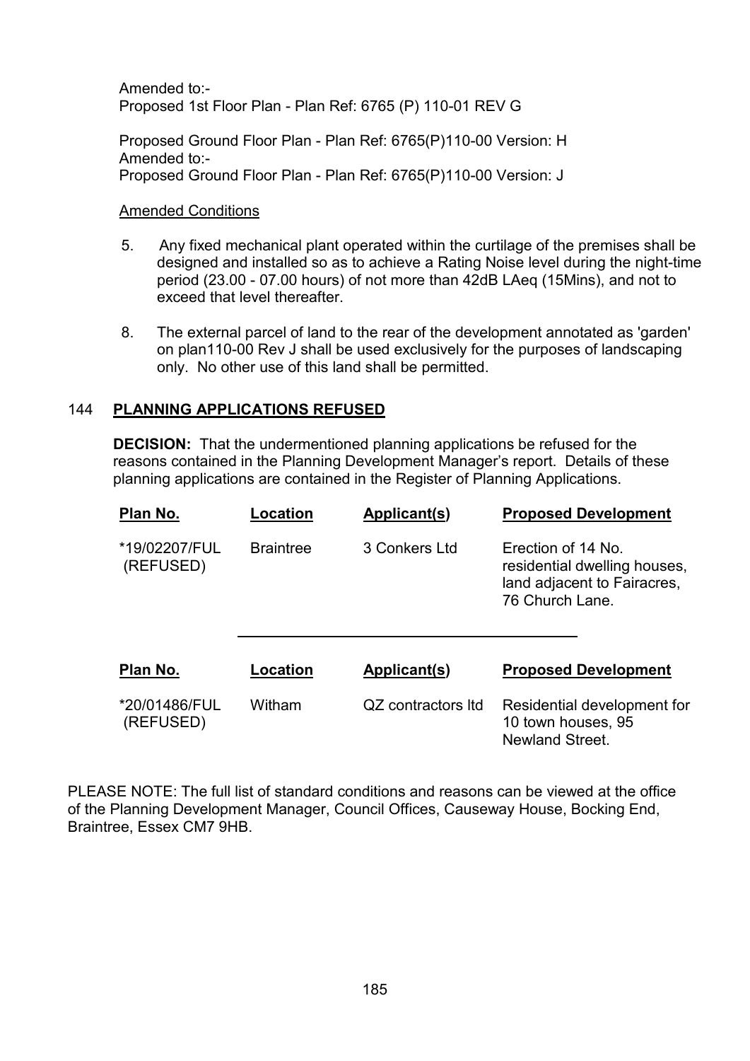Amended to:-
Proposed 1st Floor Plan - Plan Ref: 6765 (P) 110-01 REV G

Proposed Ground Floor Plan - Plan Ref: 6765(P)110-00 Version: H
Amended to:-
Proposed Ground Floor Plan - Plan Ref: 6765(P)110-00 Version: J

Amended Conditions

5. Any fixed mechanical plant operated within the curtilage of the premises shall be designed and installed so as to achieve a Rating Noise level during the night-time period (23.00 - 07.00 hours) of not more than 42dB LAeq (15Mins), and not to exceed that level thereafter.

8. The external parcel of land to the rear of the development annotated as 'garden' on plan110-00 Rev J shall be used exclusively for the purposes of landscaping only. No other use of this land shall be permitted.

## 144 PLANNING APPLICATIONS REFUSED

**DECISION:** That the undermentioned planning applications be refused for the reasons contained in the Planning Development Manager's report. Details of these planning applications are contained in the Register of Planning Applications.

| Plan No. | Location | Applicant(s) | Proposed Development |
|---|---|---|---|
| *19/02207/FUL (REFUSED) | Braintree | 3 Conkers Ltd | Erection of 14 No. residential dwelling houses, land adjacent to Fairacres, 76 Church Lane. |

| Plan No. | Location | Applicant(s) | Proposed Development |
|---|---|---|---|
| *20/01486/FUL (REFUSED) | Witham | QZ contractors ltd | Residential development for 10 town houses, 95 Newland Street. |

PLEASE NOTE: The full list of standard conditions and reasons can be viewed at the office of the Planning Development Manager, Council Offices, Causeway House, Bocking End, Braintree, Essex CM7 9HB.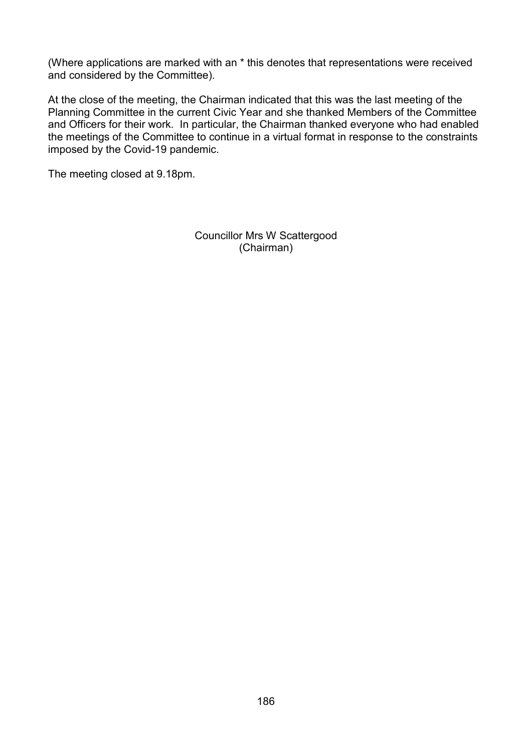(Where applications are marked with an * this denotes that representations were received and considered by the Committee).

At the close of the meeting, the Chairman indicated that this was the last meeting of the Planning Committee in the current Civic Year and she thanked Members of the Committee and Officers for their work. In particular, the Chairman thanked everyone who had enabled the meetings of the Committee to continue in a virtual format in response to the constraints imposed by the Covid-19 pandemic.

The meeting closed at 9.18pm.

Councillor Mrs W Scattergood
(Chairman)